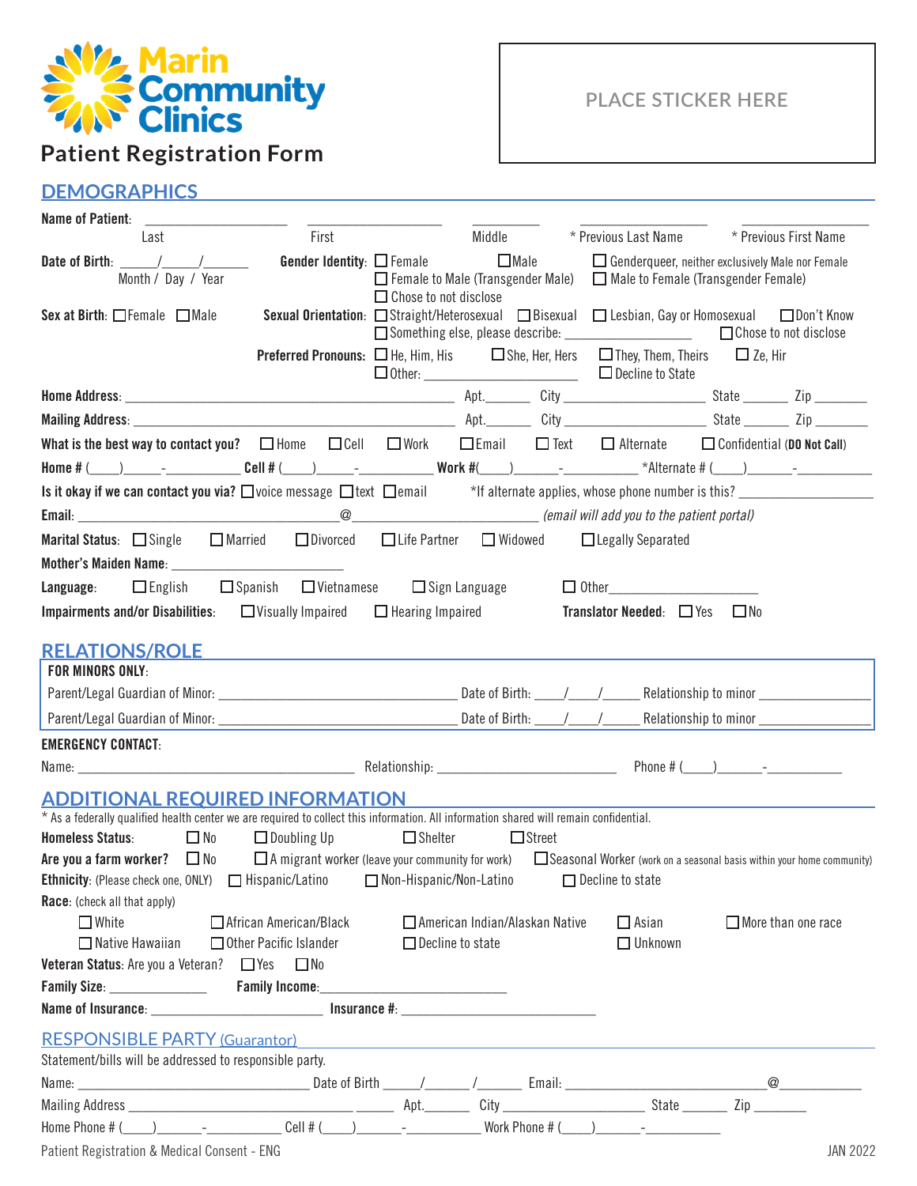Marin Community Clinics

# Patient Registration Form

PLACE STICKER HERE

## DEMOGRAPHICS

**Name of Patient**: ____________________ ____________________ __________ ________________ ________________
Last / First / Middle / * Previous Last Name / * Previous First Name

**Date of Birth**: _____/_____/______ Month / Day / Year

**Gender Identity**: ☐ Female ☐ Male ☐ Genderqueer, neither exclusively Male nor Female ☐ Female to Male (Transgender Male) ☐ Male to Female (Transgender Female) ☐ Chose to not disclose

**Sex at Birth**: ☐ Female ☐ Male

**Sexual Orientation**: ☐ Straight/Heterosexual ☐ Bisexual ☐ Lesbian, Gay or Homosexual ☐ Don't Know ☐ Something else, please describe: ________________ ☐ Chose to not disclose

**Preferred Pronouns**: ☐ He, Him, His ☐ She, Her, Hers ☐ They, Them, Theirs ☐ Ze, Hir ☐ Other: ________________ ☐ Decline to State

**Home Address**: ______________________________________________ Apt.______ City ____________________ State ______ Zip _______

**Mailing Address**: ____________________________________________ Apt.______ City ____________________ State ______ Zip _______

**What is the best way to contact you?** ☐ Home ☐ Cell ☐ Work ☐ Email ☐ Text ☐ Alternate ☐ Confidential (**DO Not Call**)

**Home #** (____)______-__________ **Cell #** (____)______-__________ **Work #**(____)______-__________ *Alternate # (____)______-__________

**Is it okay if we can contact you via?** ☐ voice message ☐ text ☐ email *If alternate applies, whose phone number is this? ________________

**Email**: ______________________________@______________________ *(email will add you to the patient portal)*

**Marital Status**: ☐ Single ☐ Married ☐ Divorced ☐ Life Partner ☐ Widowed ☐ Legally Separated

**Mother's Maiden Name**: ______________________

**Language**: ☐ English ☐ Spanish ☐ Vietnamese ☐ Sign Language ☐ Other____________________

**Impairments and/or Disabilities**: ☐ Visually Impaired ☐ Hearing Impaired **Translator Needed**: ☐ Yes ☐ No

## RELATIONS/ROLE

**FOR MINORS ONLY**:

Parent/Legal Guardian of Minor: ______________________________ Date of Birth: ____/____/_____ Relationship to minor ______________

Parent/Legal Guardian of Minor: ______________________________ Date of Birth: ____/____/_____ Relationship to minor ______________

**EMERGENCY CONTACT**:

Name: ________________________________________ Relationship: ________________________ Phone # (____)______-__________

## ADDITIONAL REQUIRED INFORMATION

\* As a federally qualified health center we are required to collect this information. All information shared will remain confidential.

**Homeless Status**: ☐ No ☐ Doubling Up ☐ Shelter ☐ Street

**Are you a farm worker?** ☐ No ☐ A migrant worker (leave your community for work) ☐ Seasonal Worker (work on a seasonal basis within your home community)

**Ethnicity**: (Please check one, ONLY) ☐ Hispanic/Latino ☐ Non-Hispanic/Non-Latino ☐ Decline to state

**Race**: (check all that apply)

☐ White ☐ African American/Black ☐ American Indian/Alaskan Native ☐ Asian ☐ More than one race
☐ Native Hawaiian ☐ Other Pacific Islander ☐ Decline to state ☐ Unknown

**Veteran Status**: Are you a Veteran? ☐ Yes ☐ No

**Family Size**: ______________ **Family Income**:__________________________

**Name of Insurance**: ________________________ **Insurance #**: __________________________

## RESPONSIBLE PARTY (Guarantor)

Statement/bills will be addressed to responsible party.

Name: ________________________________ Date of Birth _____/______/______ Email: __________________________@___________

Mailing Address ______________________________________ Apt.______ City ____________________ State _______ Zip _______

Home Phone # (____)______-__________ Cell # (____)______-__________ Work Phone # (____)______-__________

Patient Registration & Medical Consent - ENG JAN 2022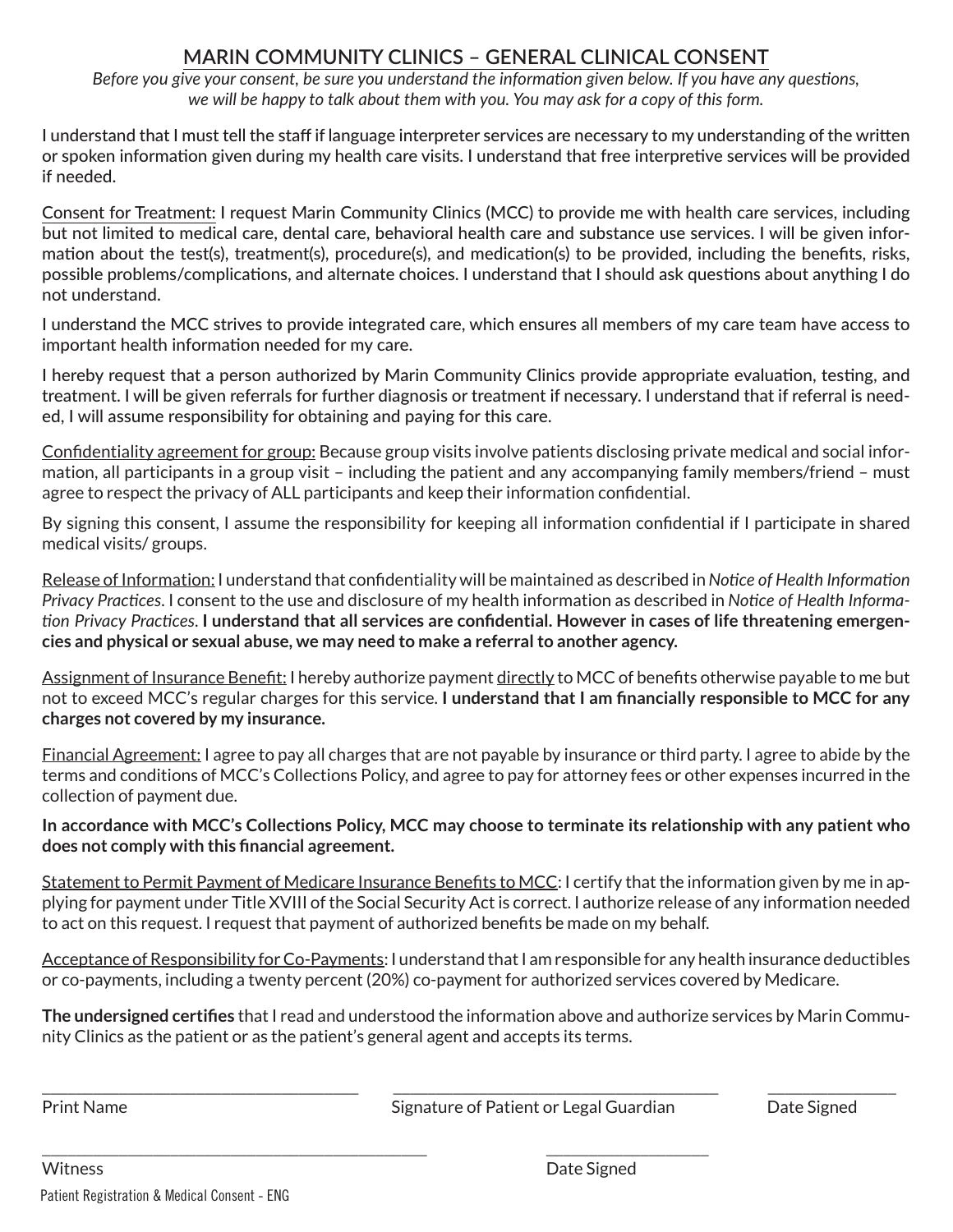# MARIN COMMUNITY CLINICS – GENERAL CLINICAL CONSENT

*Before you give your consent, be sure you understand the information given below. If you have any questions, we will be happy to talk about them with you. You may ask for a copy of this form.*

I understand that I must tell the staff if language interpreter services are necessary to my understanding of the written or spoken information given during my health care visits. I understand that free interpretive services will be provided if needed.

Consent for Treatment: I request Marin Community Clinics (MCC) to provide me with health care services, including but not limited to medical care, dental care, behavioral health care and substance use services. I will be given information about the test(s), treatment(s), procedure(s), and medication(s) to be provided, including the benefits, risks, possible problems/complications, and alternate choices. I understand that I should ask questions about anything I do not understand.

I understand the MCC strives to provide integrated care, which ensures all members of my care team have access to important health information needed for my care.

I hereby request that a person authorized by Marin Community Clinics provide appropriate evaluation, testing, and treatment. I will be given referrals for further diagnosis or treatment if necessary. I understand that if referral is needed, I will assume responsibility for obtaining and paying for this care.

Confidentiality agreement for group: Because group visits involve patients disclosing private medical and social information, all participants in a group visit – including the patient and any accompanying family members/friend – must agree to respect the privacy of ALL participants and keep their information confidential.

By signing this consent, I assume the responsibility for keeping all information confidential if I participate in shared medical visits/ groups.

Release of Information: I understand that confidentiality will be maintained as described in *Notice of Health Information Privacy Practices*. I consent to the use and disclosure of my health information as described in *Notice of Health Information Privacy Practices*. **I understand that all services are confidential. However in cases of life threatening emergencies and physical or sexual abuse, we may need to make a referral to another agency.**

Assignment of Insurance Benefit: I hereby authorize payment directly to MCC of benefits otherwise payable to me but not to exceed MCC's regular charges for this service. **I understand that I am financially responsible to MCC for any charges not covered by my insurance.**

Financial Agreement: I agree to pay all charges that are not payable by insurance or third party. I agree to abide by the terms and conditions of MCC's Collections Policy, and agree to pay for attorney fees or other expenses incurred in the collection of payment due.

**In accordance with MCC's Collections Policy, MCC may choose to terminate its relationship with any patient who does not comply with this financial agreement.**

Statement to Permit Payment of Medicare Insurance Benefits to MCC: I certify that the information given by me in applying for payment under Title XVIII of the Social Security Act is correct. I authorize release of any information needed to act on this request. I request that payment of authorized benefits be made on my behalf.

Acceptance of Responsibility for Co-Payments: I understand that I am responsible for any health insurance deductibles or co-payments, including a twenty percent (20%) co-payment for authorized services covered by Medicare.

**The undersigned certifies** that I read and understood the information above and authorize services by Marin Community Clinics as the patient or as the patient's general agent and accepts its terms.

\_\_\_\_\_\_\_\_\_\_\_\_\_\_\_\_\_\_\_\_\_\_\_\_\_\_\_\_\_\_ \_\_\_\_\_\_\_\_\_\_\_\_\_\_\_\_\_\_\_\_\_\_\_\_\_\_\_\_\_\_ \_\_\_\_\_\_\_\_\_\_\_\_

Print Name — Signature of Patient or Legal Guardian — Date Signed

\_\_\_\_\_\_\_\_\_\_\_\_\_\_\_\_\_\_\_\_\_\_\_\_\_\_\_\_\_\_\_\_\_\_\_\_ \_\_\_\_\_\_\_\_\_\_\_\_\_\_\_

Witness — Date Signed

Patient Registration & Medical Consent - ENG